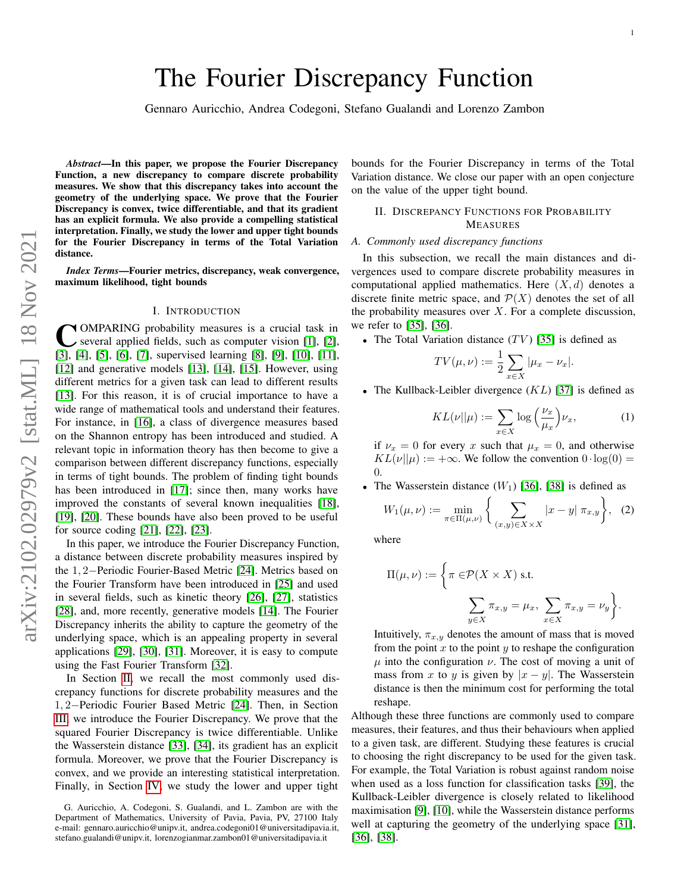# The Fourier Discrepancy Function

Gennaro Auricchio, Andrea Codegoni, Stefano Gualandi and Lorenzo Zambon

***Abstract*—In this paper, we propose the Fourier Discrepancy Function, a new discrepancy to compare discrete probability measures. We show that this discrepancy takes into account the geometry of the underlying space. We prove that the Fourier Discrepancy is convex, twice differentiable, and that its gradient has an explicit formula. We also provide a compelling statistical interpretation. Finally, we study the lower and upper tight bounds for the Fourier Discrepancy in terms of the Total Variation distance.**

***Index Terms*—Fourier metrics, discrepancy, weak convergence, maximum likelihood, tight bounds**

## I. Introduction

Comparing probability measures is a crucial task in several applied fields, such as computer vision [1], [2], [3], [4], [5], [6], [7], supervised learning [8], [9], [10], [11], [12] and generative models [13], [14], [15]. However, using different metrics for a given task can lead to different results [13]. For this reason, it is of crucial importance to have a wide range of mathematical tools and understand their features. For instance, in [16], a class of divergence measures based on the Shannon entropy has been introduced and studied. A relevant topic in information theory has then become to give a comparison between different discrepancy functions, especially in terms of tight bounds. The problem of finding tight bounds has been introduced in [17]; since then, many works have improved the constants of several known inequalities [18], [19], [20]. These bounds have also been proved to be useful for source coding [21], [22], [23].

In this paper, we introduce the Fourier Discrepancy Function, a distance between discrete probability measures inspired by the $1,2-$Periodic Fourier-Based Metric [24]. Metrics based on the Fourier Transform have been introduced in [25] and used in several fields, such as kinetic theory [26], [27], statistics [28], and, more recently, generative models [14]. The Fourier Discrepancy inherits the ability to capture the geometry of the underlying space, which is an appealing property in several applications [29], [30], [31]. Moreover, it is easy to compute using the Fast Fourier Transform [32].

In Section II, we recall the most commonly used discrepancy functions for discrete probability measures and the $1,2-$Periodic Fourier Based Metric [24]. Then, in Section III, we introduce the Fourier Discrepancy. We prove that the squared Fourier Discrepancy is twice differentiable. Unlike the Wasserstein distance [33], [34], its gradient has an explicit formula. Moreover, we prove that the Fourier Discrepancy is convex, and we provide an interesting statistical interpretation. Finally, in Section IV, we study the lower and upper tight bounds for the Fourier Discrepancy in terms of the Total Variation distance. We close our paper with an open conjecture on the value of the upper tight bound.

## II. Discrepancy Functions for Probability Measures

### A. Commonly used discrepancy functions

In this subsection, we recall the main distances and divergences used to compare discrete probability measures in computational applied mathematics. Here $(X, d)$ denotes a discrete finite metric space, and $\mathcal{P}(X)$ denotes the set of all the probability measures over $X$. For a complete discussion, we refer to [35], [36].

- The Total Variation distance ($TV$) [35] is defined as

$$TV(\mu, \nu) := \frac{1}{2} \sum_{x \in X} |\mu_x - \nu_x|.$$

- The Kullback-Leibler divergence ($KL$) [37] is defined as

$$KL(\nu||\mu) := \sum_{x \in X} \log\Big(\frac{\nu_x}{\mu_x}\Big)\nu_x, \tag{1}$$

  if $\nu_x = 0$ for every $x$ such that $\mu_x = 0$, and otherwise $KL(\nu||\mu) := +\infty$. We follow the convention $0 \cdot \log(0) = 0$.

- The Wasserstein distance ($W_1$) [36], [38] is defined as

$$W_1(\mu, \nu) := \min_{\pi \in \Pi(\mu,\nu)} \Bigg\{ \sum_{(x,y) \in X \times X} |x - y| \; \pi_{x,y} \Bigg\}, \tag{2}$$

  where

$$\Pi(\mu, \nu) := \Bigg\{ \pi \in \mathcal{P}(X \times X) \text{ s.t. } \sum_{y \in X} \pi_{x,y} = \mu_x, \; \sum_{x \in X} \pi_{x,y} = \nu_y \Bigg\}.$$

  Intuitively, $\pi_{x,y}$ denotes the amount of mass that is moved from the point $x$ to the point $y$ to reshape the configuration $\mu$ into the configuration $\nu$. The cost of moving a unit of mass from $x$ to $y$ is given by $|x - y|$. The Wasserstein distance is then the minimum cost for performing the total reshape.

Although these three functions are commonly used to compare measures, their features, and thus their behaviours when applied to a given task, are different. Studying these features is crucial to choosing the right discrepancy to be used for the given task. For example, the Total Variation is robust against random noise when used as a loss function for classification tasks [39], the Kullback-Leibler divergence is closely related to likelihood maximisation [9], [10], while the Wasserstein distance performs well at capturing the geometry of the underlying space [31], [36], [38].

G. Auricchio, A. Codegoni, S. Gualandi, and L. Zambon are with the Department of Mathematics, University of Pavia, Pavia, PV, 27100 Italy e-mail: gennaro.auricchio@unipv.it, andrea.codegoni01@universitadipavia.it, stefano.gualandi@unipv.it, lorenzogianmar.zambon01@universitadipavia.it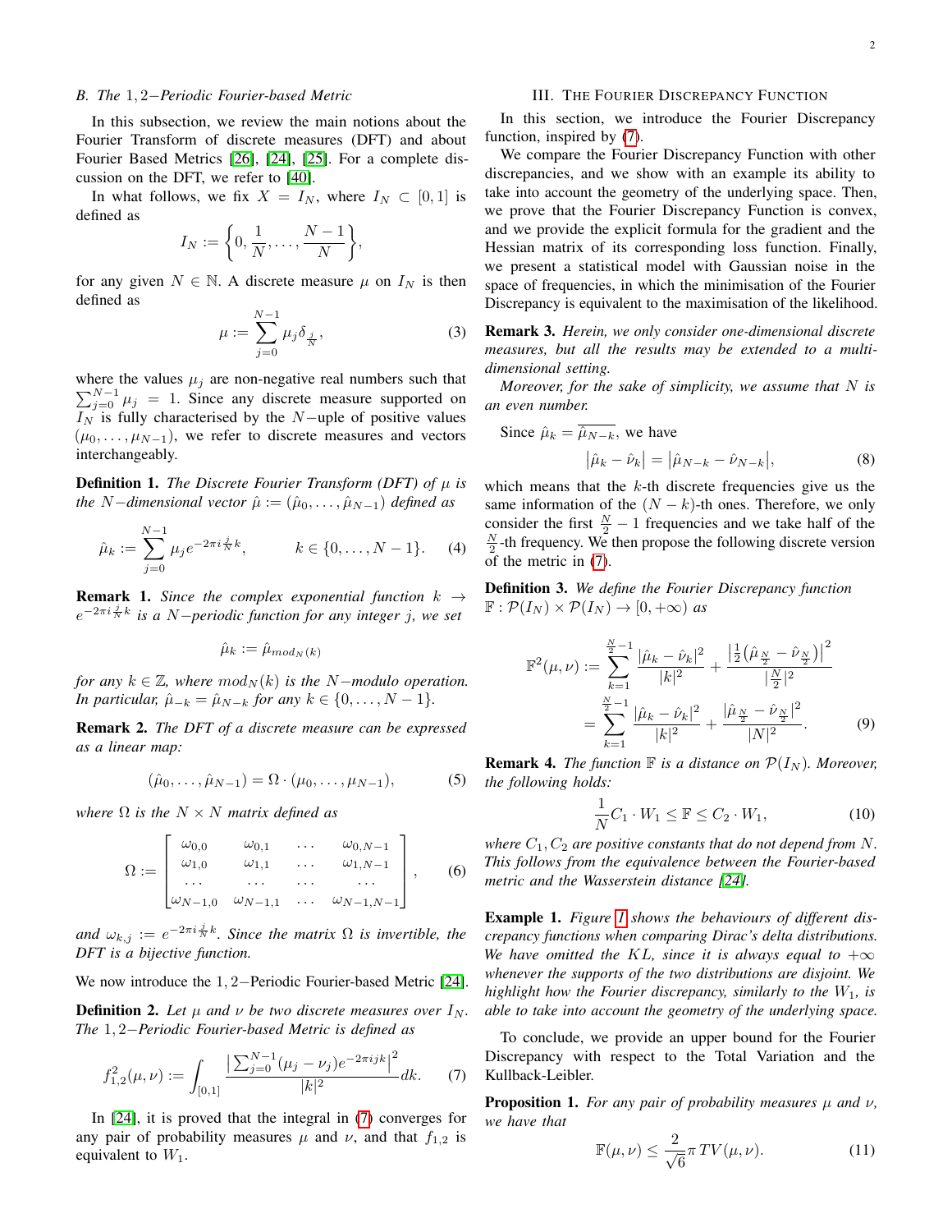### B. The $1,2-$Periodic Fourier-based Metric

In this subsection, we review the main notions about the Fourier Transform of discrete measures (DFT) and about Fourier Based Metrics [26], [24], [25]. For a complete discussion on the DFT, we refer to [40].

In what follows, we fix $X = I_N$, where $I_N \subset [0,1]$ is defined as

$$I_N := \left\{0, \frac{1}{N}, \dots, \frac{N-1}{N}\right\},$$

for any given $N \in \mathbb{N}$. A discrete measure $\mu$ on $I_N$ is then defined as

$$\mu := \sum_{j=0}^{N-1} \mu_j \delta_{\frac{j}{N}}, \tag{3}$$

where the values $\mu_j$ are non-negative real numbers such that $\sum_{j=0}^{N-1} \mu_j = 1$. Since any discrete measure supported on $I_N$ is fully characterised by the $N-$uple of positive values $(\mu_0, \dots, \mu_{N-1})$, we refer to discrete measures and vectors interchangeably.

**Definition 1.** *The Discrete Fourier Transform (DFT) of $\mu$ is the $N-$dimensional vector $\hat{\mu} := (\hat{\mu}_0, \dots, \hat{\mu}_{N-1})$ defined as*

$$\hat{\mu}_k := \sum_{j=0}^{N-1} \mu_j e^{-2\pi i \frac{j}{N} k}, \qquad k \in \{0, \dots, N-1\}. \tag{4}$$

**Remark 1.** *Since the complex exponential function $k \to e^{-2\pi i \frac{j}{N} k}$ is a $N-$periodic function for any integer $j$, we set*

$$\hat{\mu}_k := \hat{\mu}_{mod_N(k)}$$

*for any $k \in \mathbb{Z}$, where $mod_N(k)$ is the $N-$modulo operation. In particular, $\hat{\mu}_{-k} = \hat{\mu}_{N-k}$ for any $k \in \{0, \dots, N-1\}$.*

**Remark 2.** *The DFT of a discrete measure can be expressed as a linear map:*

$$(\hat{\mu}_0, \dots, \hat{\mu}_{N-1}) = \Omega \cdot (\mu_0, \dots, \mu_{N-1}), \tag{5}$$

*where $\Omega$ is the $N \times N$ matrix defined as*

$$\Omega := \begin{bmatrix} \omega_{0,0} & \omega_{0,1} & \dots & \omega_{0,N-1} \\ \omega_{1,0} & \omega_{1,1} & \dots & \omega_{1,N-1} \\ \dots & \dots & \dots & \dots \\ \omega_{N-1,0} & \omega_{N-1,1} & \dots & \omega_{N-1,N-1} \end{bmatrix}, \tag{6}$$

*and $\omega_{k,j} := e^{-2\pi i \frac{j}{N} k}$. Since the matrix $\Omega$ is invertible, the DFT is a bijective function.*

We now introduce the $1,2-$Periodic Fourier-based Metric [24].

**Definition 2.** *Let $\mu$ and $\nu$ be two discrete measures over $I_N$. The $1,2-$Periodic Fourier-based Metric is defined as*

$$f_{1,2}^2(\mu, \nu) := \int_{[0,1]} \frac{\left|\sum_{j=0}^{N-1} (\mu_j - \nu_j) e^{-2\pi i j k}\right|^2}{|k|^2} dk. \tag{7}$$

In [24], it is proved that the integral in (7) converges for any pair of probability measures $\mu$ and $\nu$, and that $f_{1,2}$ is equivalent to $W_1$.

## III. The Fourier Discrepancy Function

In this section, we introduce the Fourier Discrepancy function, inspired by (7).

We compare the Fourier Discrepancy Function with other discrepancies, and we show with an example its ability to take into account the geometry of the underlying space. Then, we prove that the Fourier Discrepancy Function is convex, and we provide the explicit formula for the gradient and the Hessian matrix of its corresponding loss function. Finally, we present a statistical model with Gaussian noise in the space of frequencies, in which the minimisation of the Fourier Discrepancy is equivalent to the maximisation of the likelihood.

**Remark 3.** *Herein, we only consider one-dimensional discrete measures, but all the results may be extended to a multi-dimensional setting.*

*Moreover, for the sake of simplicity, we assume that $N$ is an even number.*

Since $\hat{\mu}_k = \overline{\hat{\mu}_{N-k}}$, we have

$$\left|\hat{\mu}_k - \hat{\nu}_k\right| = \left|\hat{\mu}_{N-k} - \hat{\nu}_{N-k}\right|, \tag{8}$$

which means that the $k$-th discrete frequencies give us the same information of the $(N-k)$-th ones. Therefore, we only consider the first $\frac{N}{2} - 1$ frequencies and we take half of the $\frac{N}{2}$-th frequency. We then propose the following discrete version of the metric in (7).

**Definition 3.** *We define the Fourier Discrepancy function $\mathbb{F} : \mathcal{P}(I_N) \times \mathcal{P}(I_N) \to [0, +\infty)$ as*

$$\begin{aligned} \mathbb{F}^2(\mu, \nu) &:= \sum_{k=1}^{\frac{N}{2}-1} \frac{|\hat{\mu}_k - \hat{\nu}_k|^2}{|k|^2} + \frac{\left|\frac{1}{2}\left(\hat{\mu}_{\frac{N}{2}} - \hat{\nu}_{\frac{N}{2}}\right)\right|^2}{|\frac{N}{2}|^2} \\ &= \sum_{k=1}^{\frac{N}{2}-1} \frac{|\hat{\mu}_k - \hat{\nu}_k|^2}{|k|^2} + \frac{|\hat{\mu}_{\frac{N}{2}} - \hat{\nu}_{\frac{N}{2}}|^2}{|N|^2}. \end{aligned} \tag{9}$$

**Remark 4.** *The function $\mathbb{F}$ is a distance on $\mathcal{P}(I_N)$. Moreover, the following holds:*

$$\frac{1}{N} C_1 \cdot W_1 \leq \mathbb{F} \leq C_2 \cdot W_1, \tag{10}$$

*where $C_1, C_2$ are positive constants that do not depend from $N$. This follows from the equivalence between the Fourier-based metric and the Wasserstein distance [24].*

**Example 1.** *Figure 1 shows the behaviours of different discrepancy functions when comparing Dirac's delta distributions. We have omitted the $KL$, since it is always equal to $+\infty$ whenever the supports of the two distributions are disjoint. We highlight how the Fourier discrepancy, similarly to the $W_1$, is able to take into account the geometry of the underlying space.*

To conclude, we provide an upper bound for the Fourier Discrepancy with respect to the Total Variation and the Kullback-Leibler.

**Proposition 1.** *For any pair of probability measures $\mu$ and $\nu$, we have that*

$$\mathbb{F}(\mu, \nu) \leq \frac{2}{\sqrt{6}} \pi \, TV(\mu, \nu). \tag{11}$$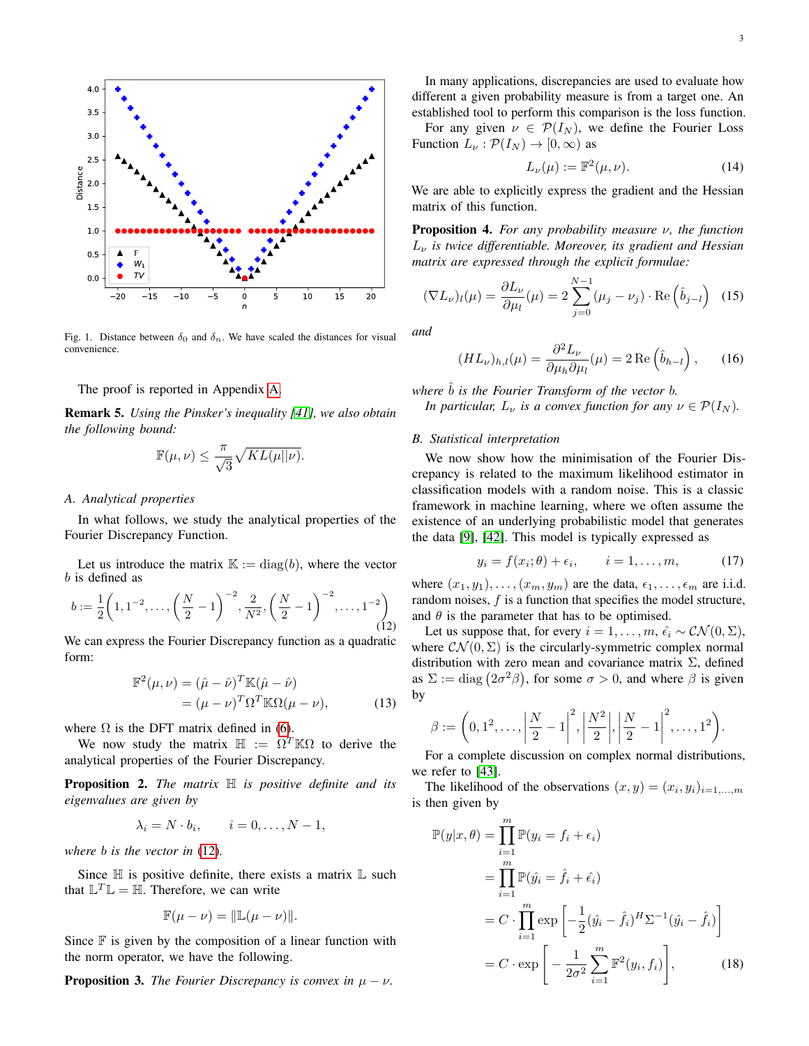Fig. 1. Distance between $\delta_0$ and $\delta_n$. We have scaled the distances for visual convenience.

The proof is reported in Appendix A.

**Remark 5.** *Using the Pinsker's inequality [41], we also obtain the following bound:*

$$\mathbb{F}(\mu,\nu) \leq \frac{\pi}{\sqrt{3}}\sqrt{KL(\mu||\nu)}.$$

### A. Analytical properties

In what follows, we study the analytical properties of the Fourier Discrepancy Function.

Let us introduce the matrix $\mathbb{K} := \mathrm{diag}(b)$, where the vector $b$ is defined as

$$b := \frac{1}{2}\left(1, 1^{-2}, \ldots, \left(\frac{N}{2}-1\right)^{-2}, \frac{2}{N^2}, \left(\frac{N}{2}-1\right)^{-2}, \ldots, 1^{-2}\right) \tag{12}$$

We can express the Fourier Discrepancy function as a quadratic form:

$$\begin{aligned}\mathbb{F}^2(\mu,\nu) &= (\hat{\mu}-\hat{\nu})^T \mathbb{K}(\hat{\mu}-\hat{\nu}) \\ &= (\mu-\nu)^T \Omega^T \mathbb{K}\Omega(\mu-\nu),\end{aligned} \tag{13}$$

where $\Omega$ is the DFT matrix defined in (6).

We now study the matrix $\mathbb{H} := \Omega^T\mathbb{K}\Omega$ to derive the analytical properties of the Fourier Discrepancy.

**Proposition 2.** *The matrix $\mathbb{H}$ is positive definite and its eigenvalues are given by*

$$\lambda_i = N \cdot b_i, \qquad i = 0, \ldots, N-1,$$

*where $b$ is the vector in (12).*

Since $\mathbb{H}$ is positive definite, there exists a matrix $\mathbb{L}$ such that $\mathbb{L}^T\mathbb{L} = \mathbb{H}$. Therefore, we can write

$$\mathbb{F}(\mu-\nu) = \|\mathbb{L}(\mu-\nu)\|.$$

Since $\mathbb{F}$ is given by the composition of a linear function with the norm operator, we have the following.

**Proposition 3.** *The Fourier Discrepancy is convex in $\mu - \nu$.*

In many applications, discrepancies are used to evaluate how different a given probability measure is from a target one. An established tool to perform this comparison is the loss function.

For any given $\nu \in \mathcal{P}(I_N)$, we define the Fourier Loss Function $L_\nu : \mathcal{P}(I_N) \to [0,\infty)$ as

$$L_\nu(\mu) := \mathbb{F}^2(\mu,\nu). \tag{14}$$

We are able to explicitly express the gradient and the Hessian matrix of this function.

**Proposition 4.** *For any probability measure $\nu$, the function $L_\nu$ is twice differentiable. Moreover, its gradient and Hessian matrix are expressed through the explicit formulae:*

$$(\nabla L_\nu)_l(\mu) = \frac{\partial L_\nu}{\partial \mu_l}(\mu) = 2\sum_{j=0}^{N-1}(\mu_j - \nu_j)\cdot \mathrm{Re}\left(\hat{b}_{j-l}\right) \tag{15}$$

*and*

$$(HL_\nu)_{h,l}(\mu) = \frac{\partial^2 L_\nu}{\partial \mu_h \partial \mu_l}(\mu) = 2\,\mathrm{Re}\left(\hat{b}_{h-l}\right), \tag{16}$$

*where $\hat{b}$ is the Fourier Transform of the vector $b$.*

*In particular, $L_\nu$ is a convex function for any $\nu \in \mathcal{P}(I_N)$.*

### B. Statistical interpretation

We now show how the minimisation of the Fourier Discrepancy is related to the maximum likelihood estimator in classification models with a random noise. This is a classic framework in machine learning, where we often assume the existence of an underlying probabilistic model that generates the data [9], [42]. This model is typically expressed as

$$y_i = f(x_i;\theta) + \epsilon_i, \qquad i = 1,\ldots,m, \tag{17}$$

where $(x_1,y_1),\ldots,(x_m,y_m)$ are the data, $\epsilon_1,\ldots,\epsilon_m$ are i.i.d. random noises, $f$ is a function that specifies the model structure, and $\theta$ is the parameter that has to be optimised.

Let us suppose that, for every $i = 1,\ldots,m$, $\hat{\epsilon}_i \sim \mathcal{CN}(0,\Sigma)$, where $\mathcal{CN}(0,\Sigma)$ is the circularly-symmetric complex normal distribution with zero mean and covariance matrix $\Sigma$, defined as $\Sigma := \mathrm{diag}\left(2\sigma^2\beta\right)$, for some $\sigma > 0$, and where $\beta$ is given by

$$\beta := \left(0, 1^2, \ldots, \left|\frac{N}{2}-1\right|^2, \left|\frac{N^2}{2}\right|, \left|\frac{N}{2}-1\right|^2, \ldots, 1^2\right).$$

For a complete discussion on complex normal distributions, we refer to [43].

The likelihood of the observations $(x,y) = (x_i,y_i)_{i=1,\ldots,m}$ is then given by

$$\begin{aligned}\mathbb{P}(y|x,\theta) &= \prod_{i=1}^{m}\mathbb{P}(y_i = f_i + \epsilon_i) \\ &= \prod_{i=1}^{m}\mathbb{P}(\hat{y}_i = \hat{f}_i + \hat{\epsilon}_i) \\ &= C\cdot\prod_{i=1}^{m}\exp\left[-\frac{1}{2}(\hat{y}_i - \hat{f}_i)^H\Sigma^{-1}(\hat{y}_i - \hat{f}_i)\right] \\ &= C\cdot\exp\left[-\frac{1}{2\sigma^2}\sum_{i=1}^{m}\mathbb{F}^2(y_i,f_i)\right],\end{aligned} \tag{18}$$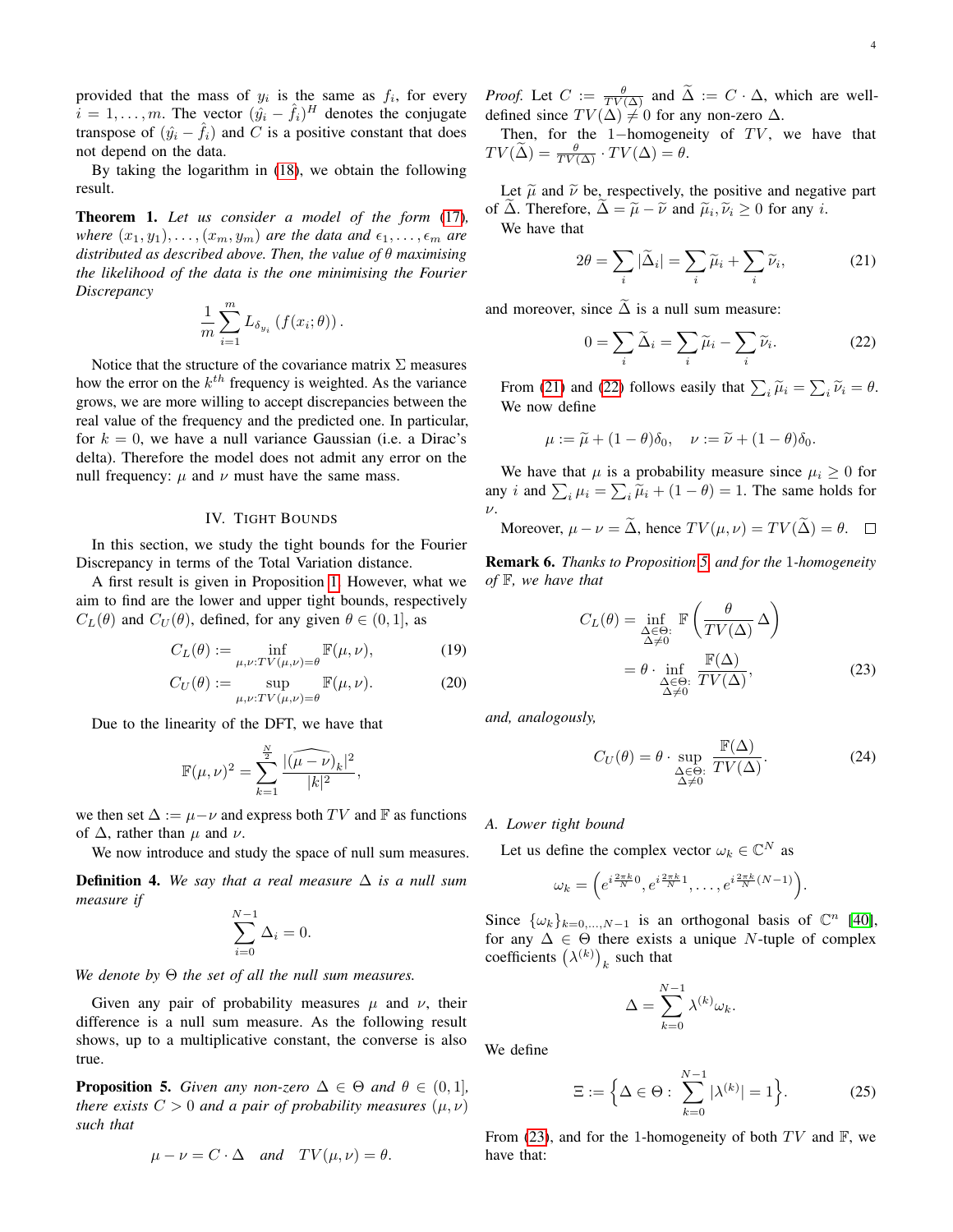provided that the mass of $y_i$ is the same as $f_i$, for every $i = 1, \dots, m$. The vector $(\hat{y}_i - \hat{f}_i)^H$ denotes the conjugate transpose of $(\hat{y}_i - \hat{f}_i)$ and $C$ is a positive constant that does not depend on the data.

By taking the logarithm in (18), we obtain the following result.

**Theorem 1.** *Let us consider a model of the form (17), where $(x_1, y_1), \dots, (x_m, y_m)$ are the data and $\epsilon_1, \dots, \epsilon_m$ are distributed as described above. Then, the value of $\theta$ maximising the likelihood of the data is the one minimising the Fourier Discrepancy*

$$\frac{1}{m} \sum_{i=1}^{m} L_{\delta_{y_i}} \left( f(x_i; \theta) \right).$$

Notice that the structure of the covariance matrix $\Sigma$ measures how the error on the $k^{th}$ frequency is weighted. As the variance grows, we are more willing to accept discrepancies between the real value of the frequency and the predicted one. In particular, for $k = 0$, we have a null variance Gaussian (i.e. a Dirac's delta). Therefore the model does not admit any error on the null frequency: $\mu$ and $\nu$ must have the same mass.

## IV. Tight Bounds

In this section, we study the tight bounds for the Fourier Discrepancy in terms of the Total Variation distance.

A first result is given in Proposition 1. However, what we aim to find are the lower and upper tight bounds, respectively $C_L(\theta)$ and $C_U(\theta)$, defined, for any given $\theta \in (0, 1]$, as

$$C_L(\theta) := \inf_{\mu,\nu : TV(\mu,\nu) = \theta} \mathbb{F}(\mu, \nu), \tag{19}$$

$$C_U(\theta) := \sup_{\mu,\nu : TV(\mu,\nu) = \theta} \mathbb{F}(\mu, \nu). \tag{20}$$

Due to the linearity of the DFT, we have that

$$\mathbb{F}(\mu, \nu)^2 = \sum_{k=1}^{\frac{N}{2}} \frac{|\widehat{(\mu - \nu)}_k|^2}{|k|^2},$$

we then set $\Delta := \mu - \nu$ and express both $TV$ and $\mathbb{F}$ as functions of $\Delta$, rather than $\mu$ and $\nu$.

We now introduce and study the space of null sum measures.

**Definition 4.** *We say that a real measure $\Delta$ is a null sum measure if*

$$\sum_{i=0}^{N-1} \Delta_i = 0.$$

*We denote by $\Theta$ the set of all the null sum measures.*

Given any pair of probability measures $\mu$ and $\nu$, their difference is a null sum measure. As the following result shows, up to a multiplicative constant, the converse is also true.

**Proposition 5.** *Given any non-zero $\Delta \in \Theta$ and $\theta \in (0, 1]$, there exists $C > 0$ and a pair of probability measures $(\mu, \nu)$ such that*

$$\mu - \nu = C \cdot \Delta \quad \text{and} \quad TV(\mu, \nu) = \theta.$$

*Proof.* Let $C := \frac{\theta}{TV(\Delta)}$ and $\widetilde{\Delta} := C \cdot \Delta$, which are well-defined since $TV(\Delta) \neq 0$ for any non-zero $\Delta$.

Then, for the 1−homogeneity of $TV$, we have that $TV(\widetilde{\Delta}) = \frac{\theta}{TV(\Delta)} \cdot TV(\Delta) = \theta$.

Let $\widetilde{\mu}$ and $\widetilde{\nu}$ be, respectively, the positive and negative part of $\widetilde{\Delta}$. Therefore, $\widetilde{\Delta} = \widetilde{\mu} - \widetilde{\nu}$ and $\widetilde{\mu}_i, \widetilde{\nu}_i \geq 0$ for any $i$.

We have that

$$2\theta = \sum_i |\widetilde{\Delta}_i| = \sum_i \widetilde{\mu}_i + \sum_i \widetilde{\nu}_i, \tag{21}$$

and moreover, since $\widetilde{\Delta}$ is a null sum measure:

$$0 = \sum_i \widetilde{\Delta}_i = \sum_i \widetilde{\mu}_i - \sum_i \widetilde{\nu}_i. \tag{22}$$

From (21) and (22) follows easily that $\sum_i \widetilde{\mu}_i = \sum_i \widetilde{\nu}_i = \theta$.

We now define

$$\mu := \widetilde{\mu} + (1 - \theta)\delta_0, \quad \nu := \widetilde{\nu} + (1 - \theta)\delta_0.$$

We have that $\mu$ is a probability measure since $\mu_i \geq 0$ for any $i$ and $\sum_i \mu_i = \sum_i \widetilde{\mu}_i + (1 - \theta) = 1$. The same holds for $\nu$.

Moreover, $\mu - \nu = \widetilde{\Delta}$, hence $TV(\mu, \nu) = TV(\widetilde{\Delta}) = \theta$. $\square$

**Remark 6.** *Thanks to Proposition 5 and for the 1-homogeneity of $\mathbb{F}$, we have that*

$$\begin{aligned} C_L(\theta) &= \inf_{\substack{\Delta \in \Theta: \\ \Delta \neq 0}} \mathbb{F}\left( \frac{\theta}{TV(\Delta)} \Delta \right) \\ &= \theta \cdot \inf_{\substack{\Delta \in \Theta: \\ \Delta \neq 0}} \frac{\mathbb{F}(\Delta)}{TV(\Delta)}, \end{aligned} \tag{23}$$

*and, analogously,*

$$C_U(\theta) = \theta \cdot \sup_{\substack{\Delta \in \Theta: \\ \Delta \neq 0}} \frac{\mathbb{F}(\Delta)}{TV(\Delta)}. \tag{24}$$

### A. Lower tight bound

Let us define the complex vector $\omega_k \in \mathbb{C}^N$ as

$$\omega_k = \left( e^{i \frac{2\pi k}{N} 0}, e^{i \frac{2\pi k}{N} 1}, \dots, e^{i \frac{2\pi k}{N} (N-1)} \right).$$

Since $\{\omega_k\}_{k=0,\dots,N-1}$ is an orthogonal basis of $\mathbb{C}^n$ [40], for any $\Delta \in \Theta$ there exists a unique $N$-tuple of complex coefficients $\left(\lambda^{(k)}\right)_k$ such that

$$\Delta = \sum_{k=0}^{N-1} \lambda^{(k)} \omega_k.$$

We define

$$\Xi := \Big\{ \Delta \in \Theta : \sum_{k=0}^{N-1} |\lambda^{(k)}| = 1 \Big\}. \tag{25}$$

From (23), and for the 1-homogeneity of both $TV$ and $\mathbb{F}$, we have that: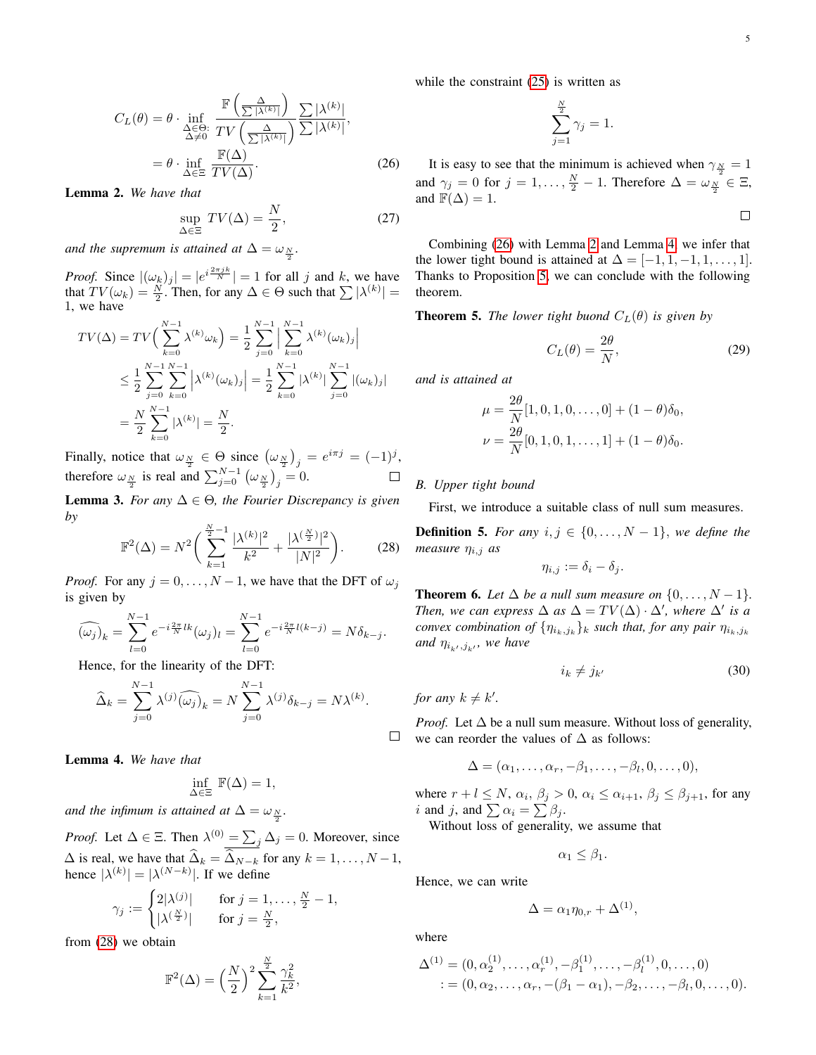$$
\begin{aligned}
C_L(\theta) &= \theta \cdot \inf_{\substack{\Delta\in\Theta:\\ \Delta\neq 0}} \frac{\mathbb{F}\left(\frac{\Delta}{\sum|\lambda^{(k)}|}\right)}{TV\left(\frac{\Delta}{\sum|\lambda^{(k)}|}\right)} \frac{\sum|\lambda^{(k)}|}{\sum|\lambda^{(k)}|}, \\
&= \theta \cdot \inf_{\Delta\in\Xi} \frac{\mathbb{F}(\Delta)}{TV(\Delta)}. \qquad (26)
\end{aligned}
$$

**Lemma 2.** *We have that*

$$
\sup_{\Delta\in\Xi} TV(\Delta) = \frac{N}{2}, \qquad (27)
$$

*and the supremum is attained at* $\Delta = \omega_{\frac{N}{2}}$.

*Proof.* Since $|(\omega_k)_j| = |e^{i\frac{2\pi jk}{N}}| = 1$ for all $j$ and $k$, we have that $TV(\omega_k) = \frac{N}{2}$. Then, for any $\Delta \in \Theta$ such that $\sum|\lambda^{(k)}| = 1$, we have

$$
\begin{aligned}
TV(\Delta) &= TV\Big(\sum_{k=0}^{N-1} \lambda^{(k)}\omega_k\Big) = \frac{1}{2}\sum_{j=0}^{N-1}\Big|\sum_{k=0}^{N-1}\lambda^{(k)}(\omega_k)_j\Big| \\
&\leq \frac{1}{2}\sum_{j=0}^{N-1}\sum_{k=0}^{N-1}\Big|\lambda^{(k)}(\omega_k)_j\Big| = \frac{1}{2}\sum_{k=0}^{N-1}|\lambda^{(k)}|\sum_{j=0}^{N-1}|(\omega_k)_j| \\
&= \frac{N}{2}\sum_{k=0}^{N-1}|\lambda^{(k)}| = \frac{N}{2}.
\end{aligned}
$$

Finally, notice that $\omega_{\frac{N}{2}} \in \Theta$ since $\left(\omega_{\frac{N}{2}}\right)_j = e^{i\pi j} = (-1)^j$, therefore $\omega_{\frac{N}{2}}$ is real and $\sum_{j=0}^{N-1}\left(\omega_{\frac{N}{2}}\right)_j = 0$. ☐

**Lemma 3.** *For any $\Delta \in \Theta$, the Fourier Discrepancy is given by*

$$
\mathbb{F}^2(\Delta) = N^2\Bigg(\sum_{k=1}^{\frac{N}{2}-1}\frac{|\lambda^{(k)}|^2}{k^2} + \frac{|\lambda^{(\frac{N}{2})}|^2}{|N|^2}\Bigg). \qquad (28)
$$

*Proof.* For any $j = 0,\ldots,N-1$, we have that the DFT of $\omega_j$ is given by

$$
\widehat{(\omega_j)}_k = \sum_{l=0}^{N-1} e^{-i\frac{2\pi}{N}lk}(\omega_j)_l = \sum_{l=0}^{N-1} e^{-i\frac{2\pi}{N}l(k-j)} = N\delta_{k-j}.
$$

Hence, for the linearity of the DFT:

$$
\widehat{\Delta}_k = \sum_{j=0}^{N-1}\lambda^{(j)}\widehat{(\omega_j)}_k = N\sum_{j=0}^{N-1}\lambda^{(j)}\delta_{k-j} = N\lambda^{(k)}.
$$

☐

**Lemma 4.** *We have that*

$$
\inf_{\Delta\in\Xi}\mathbb{F}(\Delta) = 1,
$$

*and the infimum is attained at* $\Delta = \omega_{\frac{N}{2}}$.

*Proof.* Let $\Delta \in \Xi$. Then $\lambda^{(0)} = \sum_j \Delta_j = 0$. Moreover, since $\Delta$ is real, we have that $\widehat{\Delta}_k = \overline{\widehat{\Delta}_{N-k}}$ for any $k = 1,\ldots,N-1$, hence $|\lambda^{(k)}| = |\lambda^{(N-k)}|$. If we define

$$
\gamma_j := \begin{cases} 2|\lambda^{(j)}| & \text{for } j = 1,\ldots,\frac{N}{2}-1, \\ |\lambda^{(\frac{N}{2})}| & \text{for } j = \frac{N}{2}, \end{cases}
$$

from (28) we obtain

$$
\mathbb{F}^2(\Delta) = \left(\frac{N}{2}\right)^2\sum_{k=1}^{\frac{N}{2}}\frac{\gamma_k^2}{k^2},
$$

while the constraint (25) is written as

$$
\sum_{j=1}^{\frac{N}{2}}\gamma_j = 1.
$$

It is easy to see that the minimum is achieved when $\gamma_{\frac{N}{2}} = 1$ and $\gamma_j = 0$ for $j = 1,\ldots,\frac{N}{2}-1$. Therefore $\Delta = \omega_{\frac{N}{2}} \in \Xi$, and $\mathbb{F}(\Delta) = 1$.

☐

Combining (26) with Lemma 2 and Lemma 4, we infer that the lower tight bound is attained at $\Delta = [-1,1,-1,1,\ldots,1]$. Thanks to Proposition 5, we can conclude with the following theorem.

**Theorem 5.** *The lower tight buond $C_L(\theta)$ is given by*

$$
C_L(\theta) = \frac{2\theta}{N}, \qquad (29)
$$

*and is attained at*

$$
\begin{aligned}
\mu &= \frac{2\theta}{N}[1,0,1,0,\ldots,0] + (1-\theta)\delta_0, \\
\nu &= \frac{2\theta}{N}[0,1,0,1,\ldots,1] + (1-\theta)\delta_0.
\end{aligned}
$$

### *B. Upper tight bound*

First, we introduce a suitable class of null sum measures.

**Definition 5.** *For any $i, j \in \{0,\ldots,N-1\}$, we define the measure $\eta_{i,j}$ as*

$$
\eta_{i,j} := \delta_i - \delta_j.
$$

**Theorem 6.** *Let $\Delta$ be a null sum measure on $\{0,\ldots,N-1\}$. Then, we can express $\Delta$ as $\Delta = TV(\Delta)\cdot\Delta'$, where $\Delta'$ is a convex combination of $\{\eta_{i_k,j_k}\}_k$ such that, for any pair $\eta_{i_k,j_k}$ and $\eta_{i_{k'},j_{k'}}$, we have*

$$
i_k \neq j_{k'} \qquad (30)
$$

*for any $k \neq k'$.*

*Proof.* Let $\Delta$ be a null sum measure. Without loss of generality, we can reorder the values of $\Delta$ as follows:

$$
\Delta = (\alpha_1,\ldots,\alpha_r,-\beta_1,\ldots,-\beta_l,0,\ldots,0),
$$

where $r + l \leq N$, $\alpha_i$, $\beta_j > 0$, $\alpha_i \leq \alpha_{i+1}$, $\beta_j \leq \beta_{j+1}$, for any $i$ and $j$, and $\sum\alpha_i = \sum\beta_j$.

Without loss of generality, we assume that

$$
\alpha_1 \leq \beta_1.
$$

Hence, we can write

$$
\Delta = \alpha_1\eta_{0,r} + \Delta^{(1)},
$$

where

$$
\begin{aligned}
\Delta^{(1)} &= (0,\alpha_2^{(1)},\ldots,\alpha_r^{(1)},-\beta_1^{(1)},\ldots,-\beta_l^{(1)},0,\ldots,0) \\
&:= (0,\alpha_2,\ldots,\alpha_r,-(\beta_1-\alpha_1),-\beta_2,\ldots,-\beta_l,0,\ldots,0).
\end{aligned}
$$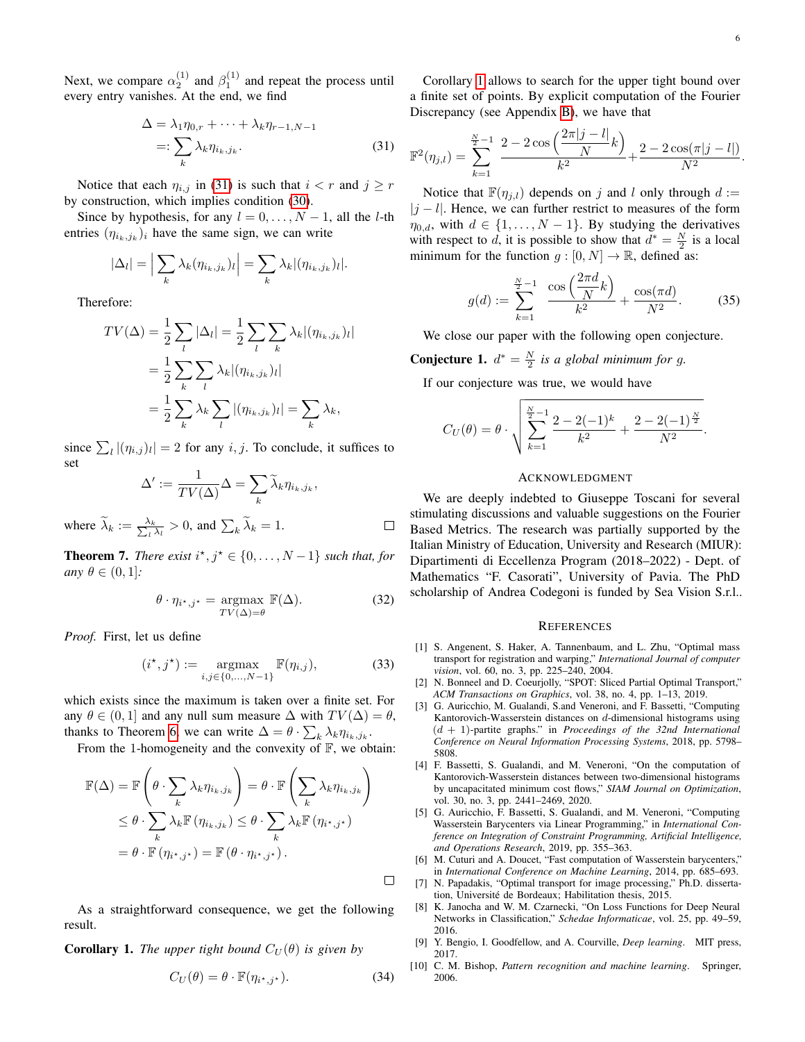Next, we compare $\alpha_2^{(1)}$ and $\beta_1^{(1)}$ and repeat the process until every entry vanishes. At the end, we find

$$\Delta = \lambda_1 \eta_{0,r} + \cdots + \lambda_k \eta_{r-1,N-1} =: \sum_k \lambda_k \eta_{i_k,j_k}. \tag{31}$$

Notice that each $\eta_{i,j}$ in (31) is such that $i < r$ and $j \geq r$ by construction, which implies condition (30).

Since by hypothesis, for any $l = 0, \ldots, N-1$, all the $l$-th entries $(\eta_{i_k,j_k})_i$ have the same sign, we can write

$$|\Delta_l| = \Big| \sum_k \lambda_k (\eta_{i_k,j_k})_l \Big| = \sum_k \lambda_k |(\eta_{i_k,j_k})_l|.$$

Therefore:

$$\begin{aligned}
TV(\Delta) &= \frac{1}{2}\sum_l |\Delta_l| = \frac{1}{2}\sum_l \sum_k \lambda_k |(\eta_{i_k,j_k})_l| \\
&= \frac{1}{2}\sum_k \sum_l \lambda_k |(\eta_{i_k,j_k})_l| \\
&= \frac{1}{2}\sum_k \lambda_k \sum_l |(\eta_{i_k,j_k})_l| = \sum_k \lambda_k,
\end{aligned}$$

since $\sum_l |(\eta_{i,j})_l| = 2$ for any $i, j$. To conclude, it suffices to set

$$\Delta' := \frac{1}{TV(\Delta)}\Delta = \sum_k \widetilde{\lambda}_k \eta_{i_k,j_k},$$

where $\widetilde{\lambda}_k := \frac{\lambda_k}{\sum_l \lambda_l} > 0$, and $\sum_k \widetilde{\lambda}_k = 1$. □

**Theorem 7.** *There exist $i^\star, j^\star \in \{0, \ldots, N-1\}$ such that, for any $\theta \in (0, 1]$:*

$$\theta \cdot \eta_{i^\star,j^\star} = \underset{TV(\Delta)=\theta}{\operatorname{argmax}}\ \mathbb{F}(\Delta). \tag{32}$$

*Proof.* First, let us define

$$(i^\star, j^\star) := \underset{i,j \in \{0,\ldots,N-1\}}{\operatorname{argmax}}\ \mathbb{F}(\eta_{i,j}), \tag{33}$$

which exists since the maximum is taken over a finite set. For any $\theta \in (0, 1]$ and any null sum measure $\Delta$ with $TV(\Delta) = \theta$, thanks to Theorem 6, we can write $\Delta = \theta \cdot \sum_k \lambda_k \eta_{i_k,j_k}$.

From the 1-homogeneity and the convexity of $\mathbb{F}$, we obtain:

$$\begin{aligned}
\mathbb{F}(\Delta) &= \mathbb{F}\left(\theta \cdot \sum_k \lambda_k \eta_{i_k,j_k}\right) = \theta \cdot \mathbb{F}\left(\sum_k \lambda_k \eta_{i_k,j_k}\right) \\
&\leq \theta \cdot \sum_k \lambda_k \mathbb{F}\left(\eta_{i_k,j_k}\right) \leq \theta \cdot \sum_k \lambda_k \mathbb{F}\left(\eta_{i^\star,j^\star}\right) \\
&= \theta \cdot \mathbb{F}\left(\eta_{i^\star,j^\star}\right) = \mathbb{F}\left(\theta \cdot \eta_{i^\star,j^\star}\right).
\end{aligned}$$

□

As a straightforward consequence, we get the following result.

**Corollary 1.** *The upper tight bound $C_U(\theta)$ is given by*

$$C_U(\theta) = \theta \cdot \mathbb{F}(\eta_{i^\star,j^\star}). \tag{34}$$

Corollary 1 allows to search for the upper tight bound over a finite set of points. By explicit computation of the Fourier Discrepancy (see Appendix B), we have that

$$\mathbb{F}^2(\eta_{j,l}) = \sum_{k=1}^{\frac{N}{2}-1} \frac{2 - 2\cos\left(\dfrac{2\pi|j-l|}{N}k\right)}{k^2} + \frac{2 - 2\cos(\pi|j-l|)}{N^2}.$$

Notice that $\mathbb{F}(\eta_{j,l})$ depends on $j$ and $l$ only through $d := |j-l|$. Hence, we can further restrict to measures of the form $\eta_{0,d}$, with $d \in \{1, \ldots, N-1\}$. By studying the derivatives with respect to $d$, it is possible to show that $d^* = \frac{N}{2}$ is a local minimum for the function $g : [0, N] \to \mathbb{R}$, defined as:

$$g(d) := \sum_{k=1}^{\frac{N}{2}-1} \frac{\cos\left(\dfrac{2\pi d}{N}k\right)}{k^2} + \frac{\cos(\pi d)}{N^2}. \tag{35}$$

We close our paper with the following open conjecture.

**Conjecture 1.** *$d^* = \frac{N}{2}$ is a global minimum for $g$.*

If our conjecture was true, we would have

$$C_U(\theta) = \theta \cdot \sqrt{\sum_{k=1}^{\frac{N}{2}-1} \frac{2 - 2(-1)^k}{k^2} + \frac{2 - 2(-1)^{\frac{N}{2}}}{N^2}}.$$

## Acknowledgment

We are deeply indebted to Giuseppe Toscani for several stimulating discussions and valuable suggestions on the Fourier Based Metrics. The research was partially supported by the Italian Ministry of Education, University and Research (MIUR): Dipartimenti di Eccellenza Program (2018–2022) - Dept. of Mathematics "F. Casorati", University of Pavia. The PhD scholarship of Andrea Codegoni is funded by Sea Vision S.r.l..

## References

[1] S. Angenent, S. Haker, A. Tannenbaum, and L. Zhu, "Optimal mass transport for registration and warping," *International Journal of computer vision*, vol. 60, no. 3, pp. 225–240, 2004.

[2] N. Bonneel and D. Coeurjolly, "SPOT: Sliced Partial Optimal Transport," *ACM Transactions on Graphics*, vol. 38, no. 4, pp. 1–13, 2019.

[3] G. Auricchio, M. Gualandi, S.and Veneroni, and F. Bassetti, "Computing Kantorovich-Wasserstein distances on $d$-dimensional histograms using $(d+1)$-partite graphs." in *Proceedings of the 32nd International Conference on Neural Information Processing Systems*, 2018, pp. 5798–5808.

[4] F. Bassetti, S. Gualandi, and M. Veneroni, "On the computation of Kantorovich-Wasserstein distances between two-dimensional histograms by uncapacitated minimum cost flows," *SIAM Journal on Optimization*, vol. 30, no. 3, pp. 2441–2469, 2020.

[5] G. Auricchio, F. Bassetti, S. Gualandi, and M. Veneroni, "Computing Wasserstein Barycenters via Linear Programming," in *International Conference on Integration of Constraint Programming, Artificial Intelligence, and Operations Research*, 2019, pp. 355–363.

[6] M. Cuturi and A. Doucet, "Fast computation of Wasserstein barycenters," in *International Conference on Machine Learning*, 2014, pp. 685–693.

[7] N. Papadakis, "Optimal transport for image processing," Ph.D. dissertation, Université de Bordeaux; Habilitation thesis, 2015.

[8] K. Janocha and W. M. Czarnecki, "On Loss Functions for Deep Neural Networks in Classification," *Schedae Informaticae*, vol. 25, pp. 49–59, 2016.

[9] Y. Bengio, I. Goodfellow, and A. Courville, *Deep learning*. MIT press, 2017.

[10] C. M. Bishop, *Pattern recognition and machine learning*. Springer, 2006.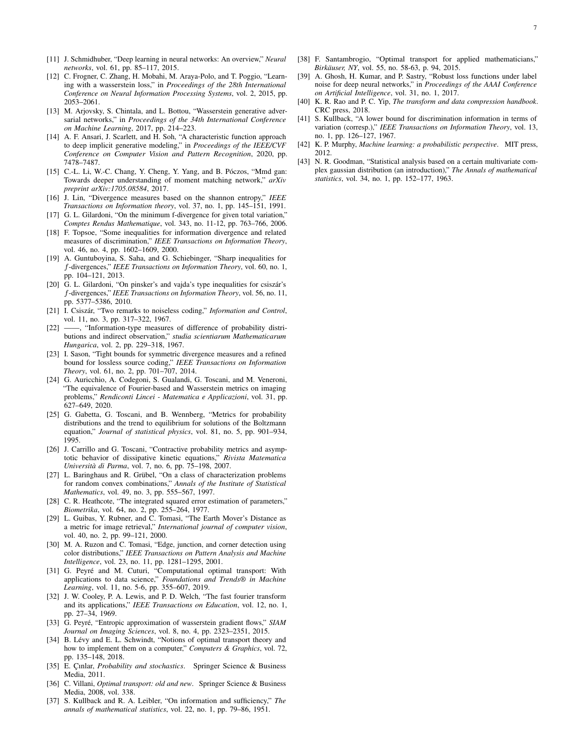[11] J. Schmidhuber, "Deep learning in neural networks: An overview," *Neural networks*, vol. 61, pp. 85–117, 2015.

[12] C. Frogner, C. Zhang, H. Mobahi, M. Araya-Polo, and T. Poggio, "Learning with a wasserstein loss," in *Proceedings of the 28th International Conference on Neural Information Processing Systems*, vol. 2, 2015, pp. 2053–2061.

[13] M. Arjovsky, S. Chintala, and L. Bottou, "Wasserstein generative adversarial networks," in *Proceedings of the 34th International Conference on Machine Learning*, 2017, pp. 214–223.

[14] A. F. Ansari, J. Scarlett, and H. Soh, "A characteristic function approach to deep implicit generative modeling," in *Proceedings of the IEEE/CVF Conference on Computer Vision and Pattern Recognition*, 2020, pp. 7478–7487.

[15] C.-L. Li, W.-C. Chang, Y. Cheng, Y. Yang, and B. Póczos, "Mmd gan: Towards deeper understanding of moment matching network," *arXiv preprint arXiv:1705.08584*, 2017.

[16] J. Lin, "Divergence measures based on the shannon entropy," *IEEE Transactions on Information theory*, vol. 37, no. 1, pp. 145–151, 1991.

[17] G. L. Gilardoni, "On the minimum f-divergence for given total variation," *Comptes Rendus Mathematique*, vol. 343, no. 11-12, pp. 763–766, 2006.

[18] F. Topsoe, "Some inequalities for information divergence and related measures of discrimination," *IEEE Transactions on Information Theory*, vol. 46, no. 4, pp. 1602–1609, 2000.

[19] A. Guntuboyina, S. Saha, and G. Schiebinger, "Sharp inequalities for $f$-divergences," *IEEE Transactions on Information Theory*, vol. 60, no. 1, pp. 104–121, 2013.

[20] G. L. Gilardoni, "On pinsker's and vajda's type inequalities for csiszár's $f$-divergences," *IEEE Transactions on Information Theory*, vol. 56, no. 11, pp. 5377–5386, 2010.

[21] I. Csiszár, "Two remarks to noiseless coding," *Information and Control*, vol. 11, no. 3, pp. 317–322, 1967.

[22] ——, "Information-type measures of difference of probability distributions and indirect observation," *studia scientiarum Mathematicarum Hungarica*, vol. 2, pp. 229–318, 1967.

[23] I. Sason, "Tight bounds for symmetric divergence measures and a refined bound for lossless source coding," *IEEE Transactions on Information Theory*, vol. 61, no. 2, pp. 701–707, 2014.

[24] G. Auricchio, A. Codegoni, S. Gualandi, G. Toscani, and M. Veneroni, "The equivalence of Fourier-based and Wasserstein metrics on imaging problems," *Rendiconti Lincei - Matematica e Applicazioni*, vol. 31, pp. 627–649, 2020.

[25] G. Gabetta, G. Toscani, and B. Wennberg, "Metrics for probability distributions and the trend to equilibrium for solutions of the Boltzmann equation," *Journal of statistical physics*, vol. 81, no. 5, pp. 901–934, 1995.

[26] J. Carrillo and G. Toscani, "Contractive probability metrics and asymptotic behavior of dissipative kinetic equations," *Rivista Matematica Università di Parma*, vol. 7, no. 6, pp. 75–198, 2007.

[27] L. Baringhaus and R. Grübel, "On a class of characterization problems for random convex combinations," *Annals of the Institute of Statistical Mathematics*, vol. 49, no. 3, pp. 555–567, 1997.

[28] C. R. Heathcote, "The integrated squared error estimation of parameters," *Biometrika*, vol. 64, no. 2, pp. 255–264, 1977.

[29] L. Guibas, Y. Rubner, and C. Tomasi, "The Earth Mover's Distance as a metric for image retrieval," *International journal of computer vision*, vol. 40, no. 2, pp. 99–121, 2000.

[30] M. A. Ruzon and C. Tomasi, "Edge, junction, and corner detection using color distributions," *IEEE Transactions on Pattern Analysis and Machine Intelligence*, vol. 23, no. 11, pp. 1281–1295, 2001.

[31] G. Peyré and M. Cuturi, "Computational optimal transport: With applications to data science," *Foundations and Trends® in Machine Learning*, vol. 11, no. 5-6, pp. 355–607, 2019.

[32] J. W. Cooley, P. A. Lewis, and P. D. Welch, "The fast fourier transform and its applications," *IEEE Transactions on Education*, vol. 12, no. 1, pp. 27–34, 1969.

[33] G. Peyré, "Entropic approximation of wasserstein gradient flows," *SIAM Journal on Imaging Sciences*, vol. 8, no. 4, pp. 2323–2351, 2015.

[34] B. Lévy and E. L. Schwindt, "Notions of optimal transport theory and how to implement them on a computer," *Computers & Graphics*, vol. 72, pp. 135–148, 2018.

[35] E. Çınlar, *Probability and stochastics*. Springer Science & Business Media, 2011.

[36] C. Villani, *Optimal transport: old and new*. Springer Science & Business Media, 2008, vol. 338.

[37] S. Kullback and R. A. Leibler, "On information and sufficiency," *The annals of mathematical statistics*, vol. 22, no. 1, pp. 79–86, 1951.

[38] F. Santambrogio, "Optimal transport for applied mathematicians," *Birkäuser, NY*, vol. 55, no. 58-63, p. 94, 2015.

[39] A. Ghosh, H. Kumar, and P. Sastry, "Robust loss functions under label noise for deep neural networks," in *Proceedings of the AAAI Conference on Artificial Intelligence*, vol. 31, no. 1, 2017.

[40] K. R. Rao and P. C. Yip, *The transform and data compression handbook*. CRC press, 2018.

[41] S. Kullback, "A lower bound for discrimination information in terms of variation (corresp.)," *IEEE Transactions on Information Theory*, vol. 13, no. 1, pp. 126–127, 1967.

[42] K. P. Murphy, *Machine learning: a probabilistic perspective*. MIT press, 2012.

[43] N. R. Goodman, "Statistical analysis based on a certain multivariate complex gaussian distribution (an introduction)," *The Annals of mathematical statistics*, vol. 34, no. 1, pp. 152–177, 1963.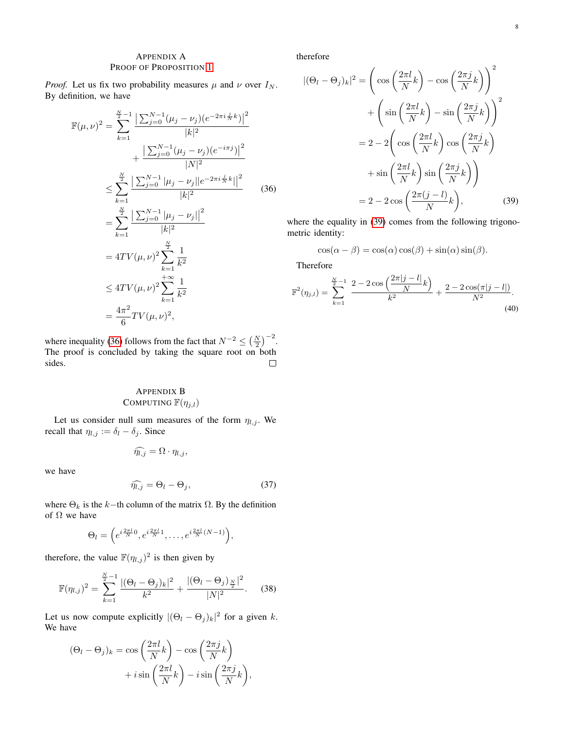## Appendix A
## Proof of Proposition 1

*Proof.* Let us fix two probability measures $\mu$ and $\nu$ over $I_N$. By definition, we have

$$
\begin{aligned}
\mathbb{F}(\mu,\nu)^2 &= \sum_{k=1}^{\frac{N}{2}-1} \frac{\left|\sum_{j=0}^{N-1}(\mu_j-\nu_j)(e^{-2\pi i \frac{j}{N}k})\right|^2}{|k|^2} \\
&\qquad + \frac{\left|\sum_{j=0}^{N-1}(\mu_j-\nu_j)(e^{-i\pi j})\right|^2}{|N|^2} \\
&\leq \sum_{k=1}^{\frac{N}{2}} \frac{\left|\sum_{j=0}^{N-1}|\mu_j-\nu_j||e^{-2\pi i \frac{j}{N}k}|\right|^2}{|k|^2} \qquad (36)\\
&= \sum_{k=1}^{\frac{N}{2}} \frac{\left|\sum_{j=0}^{N-1}|\mu_j-\nu_j|\right|^2}{|k|^2} \\
&= 4TV(\mu,\nu)^2 \sum_{k=1}^{\frac{N}{2}} \frac{1}{k^2} \\
&\leq 4TV(\mu,\nu)^2 \sum_{k=1}^{+\infty} \frac{1}{k^2} \\
&= \frac{4\pi^2}{6} TV(\mu,\nu)^2,
\end{aligned}
$$

where inequality (36) follows from the fact that $N^{-2} \leq \left(\frac{N}{2}\right)^{-2}$. The proof is concluded by taking the square root on both sides. ☐

## Appendix B
## Computing $\mathbb{F}(\eta_{j,l})$

Let us consider null sum measures of the form $\eta_{l,j}$. We recall that $\eta_{l,j} := \delta_l - \delta_j$. Since

$$\widehat{\eta_{l,j}} = \Omega \cdot \eta_{l,j},$$

we have

$$\widehat{\eta_{l,j}} = \Theta_l - \Theta_j, \qquad (37)$$

where $\Theta_k$ is the $k-$th column of the matrix $\Omega$. By the definition of $\Omega$ we have

$$\Theta_l = \left(e^{i\frac{2\pi l}{N}0}, e^{i\frac{2\pi l}{N}1}, \dots, e^{i\frac{2\pi l}{N}(N-1)}\right),$$

therefore, the value $\mathbb{F}(\eta_{l,j})^2$ is then given by

$$\mathbb{F}(\eta_{l,j})^2 = \sum_{k=1}^{\frac{N}{2}-1} \frac{|(\Theta_l - \Theta_j)_k|^2}{k^2} + \frac{|(\Theta_l - \Theta_j)_{\frac{N}{2}}|^2}{|N|^2}. \qquad (38)$$

Let us now compute explicitly $|(\Theta_l - \Theta_j)_k|^2$ for a given $k$. We have

$$
\begin{aligned}
(\Theta_l - \Theta_j)_k &= \cos\left(\frac{2\pi l}{N}k\right) - \cos\left(\frac{2\pi j}{N}k\right) \\
&\qquad + i\sin\left(\frac{2\pi l}{N}k\right) - i\sin\left(\frac{2\pi j}{N}k\right),
\end{aligned}
$$

therefore

$$
\begin{aligned}
|(\Theta_l - \Theta_j)_k|^2 &= \left(\cos\left(\frac{2\pi l}{N}k\right) - \cos\left(\frac{2\pi j}{N}k\right)\right)^2 \\
&\qquad + \left(\sin\left(\frac{2\pi l}{N}k\right) - \sin\left(\frac{2\pi j}{N}k\right)\right)^2 \\
&= 2 - 2\Bigg(\cos\left(\frac{2\pi l}{N}k\right)\cos\left(\frac{2\pi j}{N}k\right) \\
&\qquad + \sin\left(\frac{2\pi l}{N}k\right)\sin\left(\frac{2\pi j}{N}k\right)\Bigg) \\
&= 2 - 2\cos\left(\frac{2\pi(j-l)}{N}k\right), \qquad (39)
\end{aligned}
$$

where the equality in (39) comes from the following trigonometric identity:

$$\cos(\alpha - \beta) = \cos(\alpha)\cos(\beta) + \sin(\alpha)\sin(\beta).$$

Therefore

$$\mathbb{F}^2(\eta_{j,l}) = \sum_{k=1}^{\frac{N}{2}-1} \frac{2 - 2\cos\left(\frac{2\pi|j-l|}{N}k\right)}{k^2} + \frac{2 - 2\cos(\pi|j-l|)}{N^2}. \qquad (40)$$